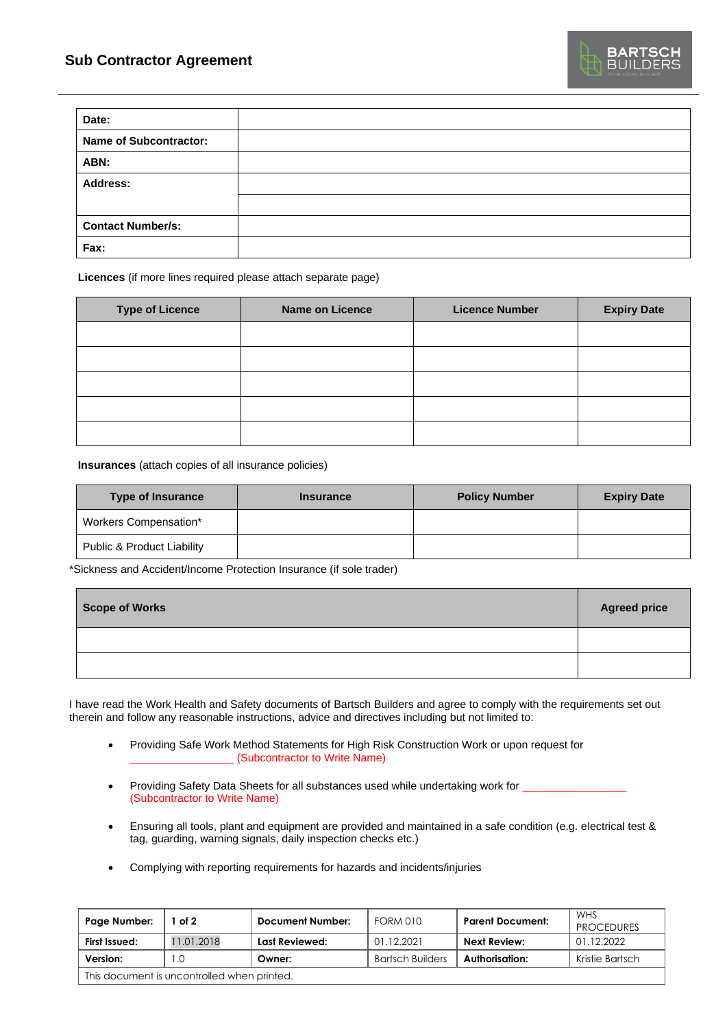# Sub Contractor Agreement

| Date: | |
|---|---|
| Name of Subcontractor: | |
| ABN: | |
| Address: | |
| | |
| Contact Number/s: | |
| Fax: | |

**Licences** (if more lines required please attach separate page)

| Type of Licence | Name on Licence | Licence Number | Expiry Date |
|---|---|---|---|
| | | | |
| | | | |
| | | | |
| | | | |
| | | | |

**Insurances** (attach copies of all insurance policies)

| Type of Insurance | Insurance | Policy Number | Expiry Date |
|---|---|---|---|
| Workers Compensation* | | | |
| Public & Product Liability | | | |

*Sickness and Accident/Income Protection Insurance (if sole trader)

| Scope of Works | Agreed price |
|---|---|
| | |
| | |

I have read the Work Health and Safety documents of Bartsch Builders and agree to comply with the requirements set out therein and follow any reasonable instructions, advice and directives including but not limited to:

- Providing Safe Work Method Statements for High Risk Construction Work or upon request for ________________ (Subcontractor to Write Name)
- Providing Safety Data Sheets for all substances used while undertaking work for ________________ (Subcontractor to Write Name)
- Ensuring all tools, plant and equipment are provided and maintained in a safe condition (e.g. electrical test & tag, guarding, warning signals, daily inspection checks etc.)
- Complying with reporting requirements for hazards and incidents/injuries

| Page Number: | 1 of 2 | Document Number: | FORM 010 | Parent Document: | WHS PROCEDURES |
|---|---|---|---|---|---|
| First Issued: | 11.01.2018 | Last Reviewed: | 01.12.2021 | Next Review: | 01.12.2022 |
| Version: | 1.0 | Owner: | Bartsch Builders | Authorisation: | Kristie Bartsch |

This document is uncontrolled when printed.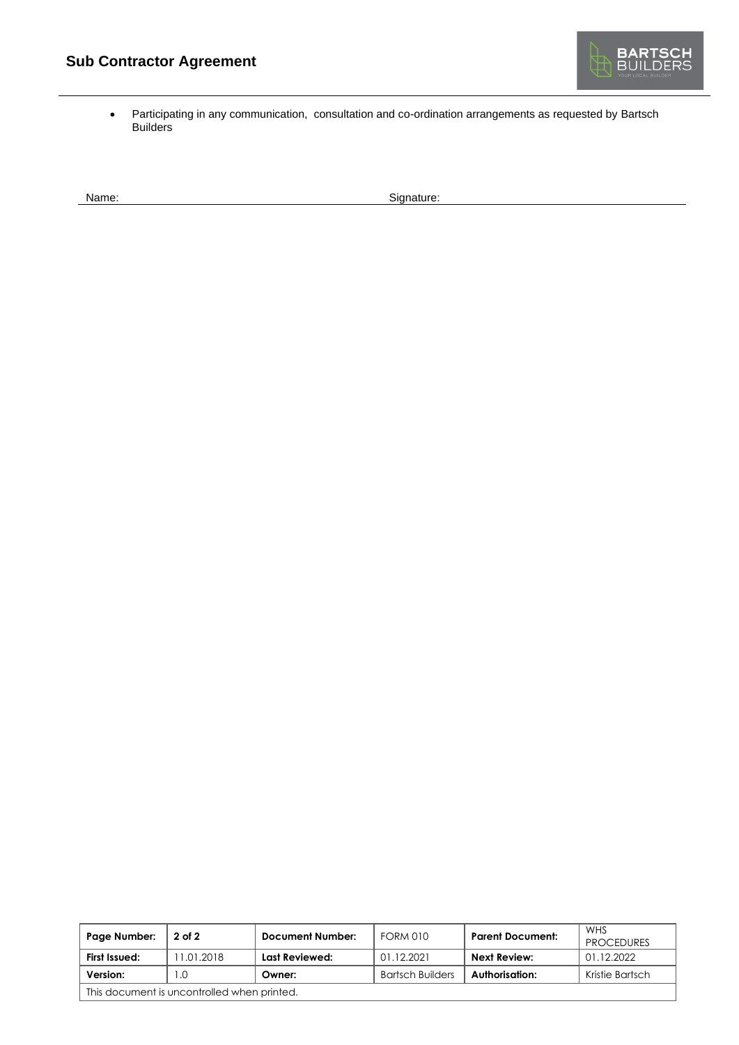- Participating in any communication, consultation and co-ordination arrangements as requested by Bartsch Builders

Name: ______________________________ Signature: ______________________________